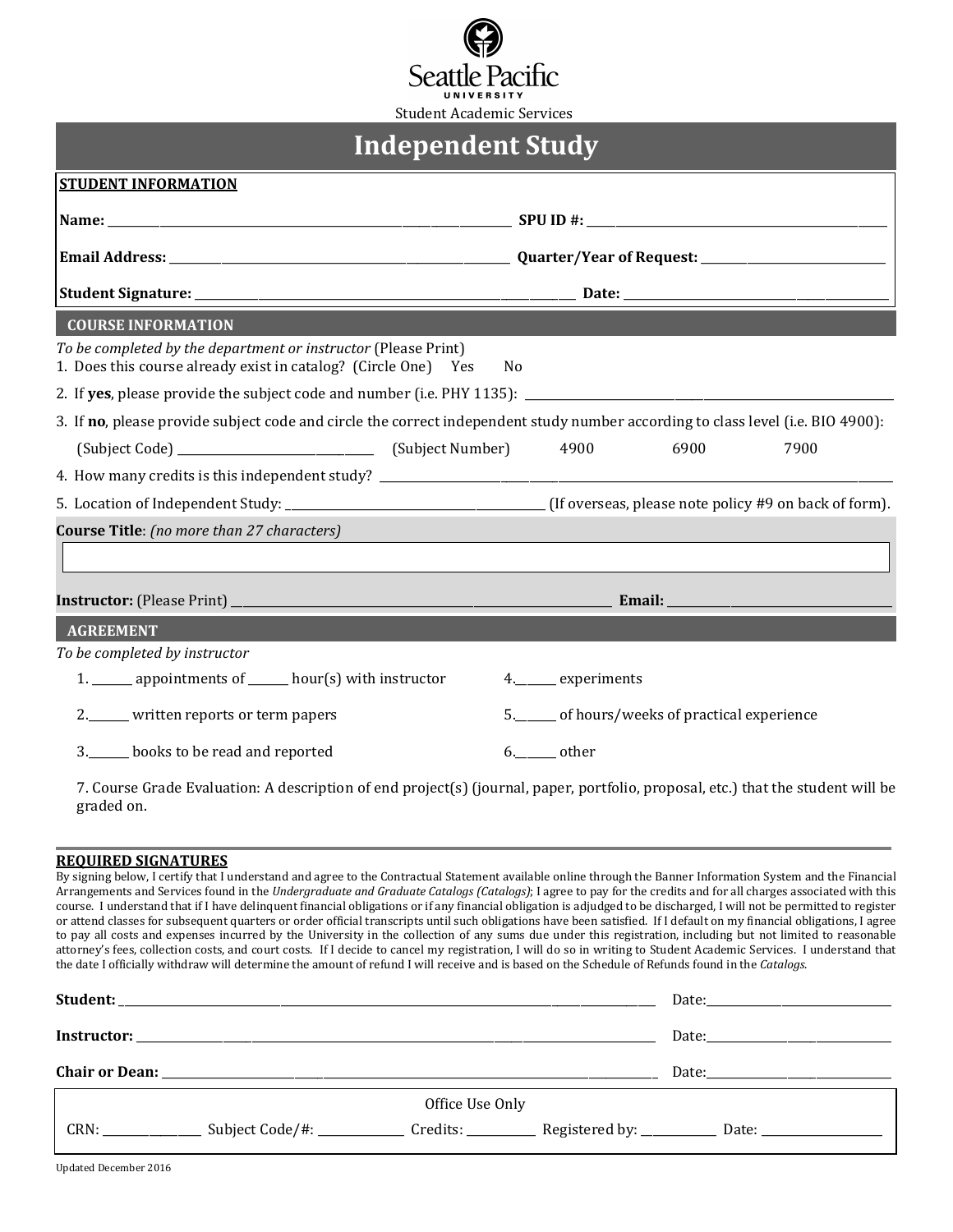Seattle Pacific University

Student Academic Services

# Independent Study

## STUDENT INFORMATION

**Name:** ______________________________ **SPU ID #:** ______________________________

**Email Address:** ______________________________ **Quarter/Year of Request:** ______________________________

**Student Signature:** ______________________________ **Date:** ______________________________

## COURSE INFORMATION

*To be completed by the department or instructor* (Please Print)

1. Does this course already exist in catalog? (Circle One) Yes No
2. If **yes**, please provide the subject code and number (i.e. PHY 1135): ______________________________
3. If **no**, please provide subject code and circle the correct independent study number according to class level (i.e. BIO 4900):

   (Subject Code) ______________________________ (Subject Number) 4900 6900 7900
4. How many credits is this independent study? ______________________________
5. Location of Independent Study: ______________________________ (If overseas, please note policy #9 on back of form).

**Course Title**: *(no more than 27 characters)*

______________________________

**Instructor:** (Please Print) ______________________________ **Email:** ______________________________

## AGREEMENT

*To be completed by instructor*

1. ______ appointments of ______ hour(s) with instructor
2. ______ written reports or term papers
3. ______ books to be read and reported
4. ______ experiments
5. ______ of hours/weeks of practical experience
6. ______ other
7. Course Grade Evaluation: A description of end project(s) (journal, paper, portfolio, proposal, etc.) that the student will be graded on.

## REQUIRED SIGNATURES

By signing below, I certify that I understand and agree to the Contractual Statement available online through the Banner Information System and the Financial Arrangements and Services found in the *Undergraduate and Graduate Catalogs (Catalogs)*; I agree to pay for the credits and for all charges associated with this course. I understand that if I have delinquent financial obligations or if any financial obligation is adjudged to be discharged, I will not be permitted to register or attend classes for subsequent quarters or order official transcripts until such obligations have been satisfied. If I default on my financial obligations, I agree to pay all costs and expenses incurred by the University in the collection of any sums due under this registration, including but not limited to reasonable attorney's fees, collection costs, and court costs. If I decide to cancel my registration, I will do so in writing to Student Academic Services. I understand that the date I officially withdraw will determine the amount of refund I will receive and is based on the Schedule of Refunds found in the *Catalogs*.

**Student:** ______________________________ Date: ______________________________

**Instructor:** ______________________________ Date: ______________________________

**Chair or Dean:** ______________________________ Date: ______________________________

Office Use Only

CRN: ____________ Subject Code/#: ____________ Credits: ____________ Registered by: ____________ Date: ____________

Updated December 2016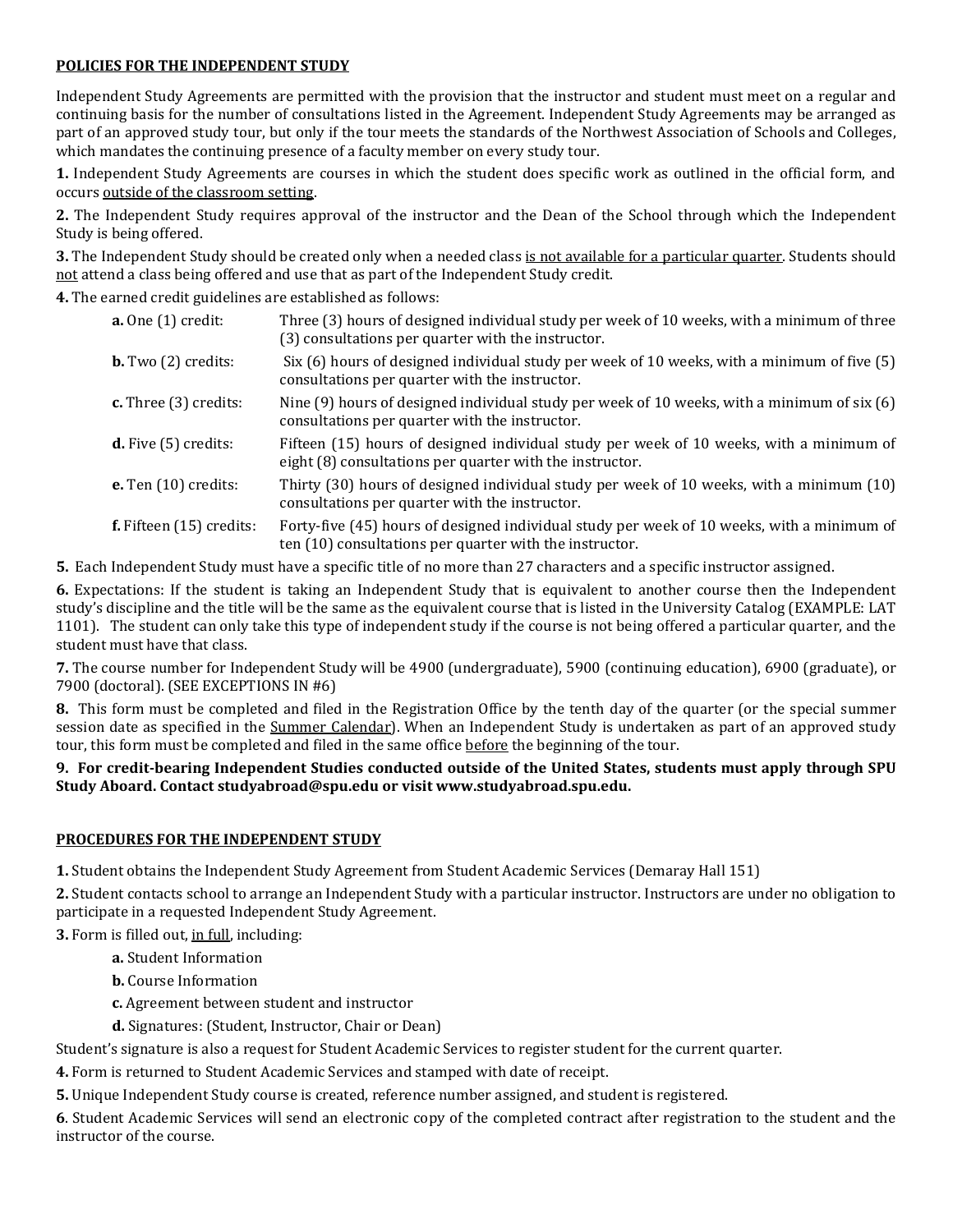## POLICIES FOR THE INDEPENDENT STUDY

Independent Study Agreements are permitted with the provision that the instructor and student must meet on a regular and continuing basis for the number of consultations listed in the Agreement. Independent Study Agreements may be arranged as part of an approved study tour, but only if the tour meets the standards of the Northwest Association of Schools and Colleges, which mandates the continuing presence of a faculty member on every study tour.

**1.** Independent Study Agreements are courses in which the student does specific work as outlined in the official form, and occurs outside of the classroom setting.

**2.** The Independent Study requires approval of the instructor and the Dean of the School through which the Independent Study is being offered.

**3.** The Independent Study should be created only when a needed class is not available for a particular quarter. Students should not attend a class being offered and use that as part of the Independent Study credit.

**4.** The earned credit guidelines are established as follows:

| | |
|---|---|
| **a.** One (1) credit: | Three (3) hours of designed individual study per week of 10 weeks, with a minimum of three (3) consultations per quarter with the instructor. |
| **b.** Two (2) credits: | Six (6) hours of designed individual study per week of 10 weeks, with a minimum of five (5) consultations per quarter with the instructor. |
| **c.** Three (3) credits: | Nine (9) hours of designed individual study per week of 10 weeks, with a minimum of six (6) consultations per quarter with the instructor. |
| **d.** Five (5) credits: | Fifteen (15) hours of designed individual study per week of 10 weeks, with a minimum of eight (8) consultations per quarter with the instructor. |
| **e.** Ten (10) credits: | Thirty (30) hours of designed individual study per week of 10 weeks, with a minimum (10) consultations per quarter with the instructor. |
| **f.** Fifteen (15) credits: | Forty-five (45) hours of designed individual study per week of 10 weeks, with a minimum of ten (10) consultations per quarter with the instructor. |

**5.** Each Independent Study must have a specific title of no more than 27 characters and a specific instructor assigned.

**6.** Expectations: If the student is taking an Independent Study that is equivalent to another course then the Independent study's discipline and the title will be the same as the equivalent course that is listed in the University Catalog (EXAMPLE: LAT 1101). The student can only take this type of independent study if the course is not being offered a particular quarter, and the student must have that class.

**7.** The course number for Independent Study will be 4900 (undergraduate), 5900 (continuing education), 6900 (graduate), or 7900 (doctoral). (SEE EXCEPTIONS IN #6)

**8.** This form must be completed and filed in the Registration Office by the tenth day of the quarter (or the special summer session date as specified in the Summer Calendar). When an Independent Study is undertaken as part of an approved study tour, this form must be completed and filed in the same office before the beginning of the tour.

**9. For credit-bearing Independent Studies conducted outside of the United States, students must apply through SPU Study Aboard. Contact studyabroad@spu.edu or visit www.studyabroad.spu.edu.**

## PROCEDURES FOR THE INDEPENDENT STUDY

**1.** Student obtains the Independent Study Agreement from Student Academic Services (Demaray Hall 151)

**2.** Student contacts school to arrange an Independent Study with a particular instructor. Instructors are under no obligation to participate in a requested Independent Study Agreement.

**3.** Form is filled out, in full, including:

- **a.** Student Information
- **b.** Course Information
- **c.** Agreement between student and instructor
- **d.** Signatures: (Student, Instructor, Chair or Dean)

Student's signature is also a request for Student Academic Services to register student for the current quarter.

**4.** Form is returned to Student Academic Services and stamped with date of receipt.

**5.** Unique Independent Study course is created, reference number assigned, and student is registered.

**6**. Student Academic Services will send an electronic copy of the completed contract after registration to the student and the instructor of the course.